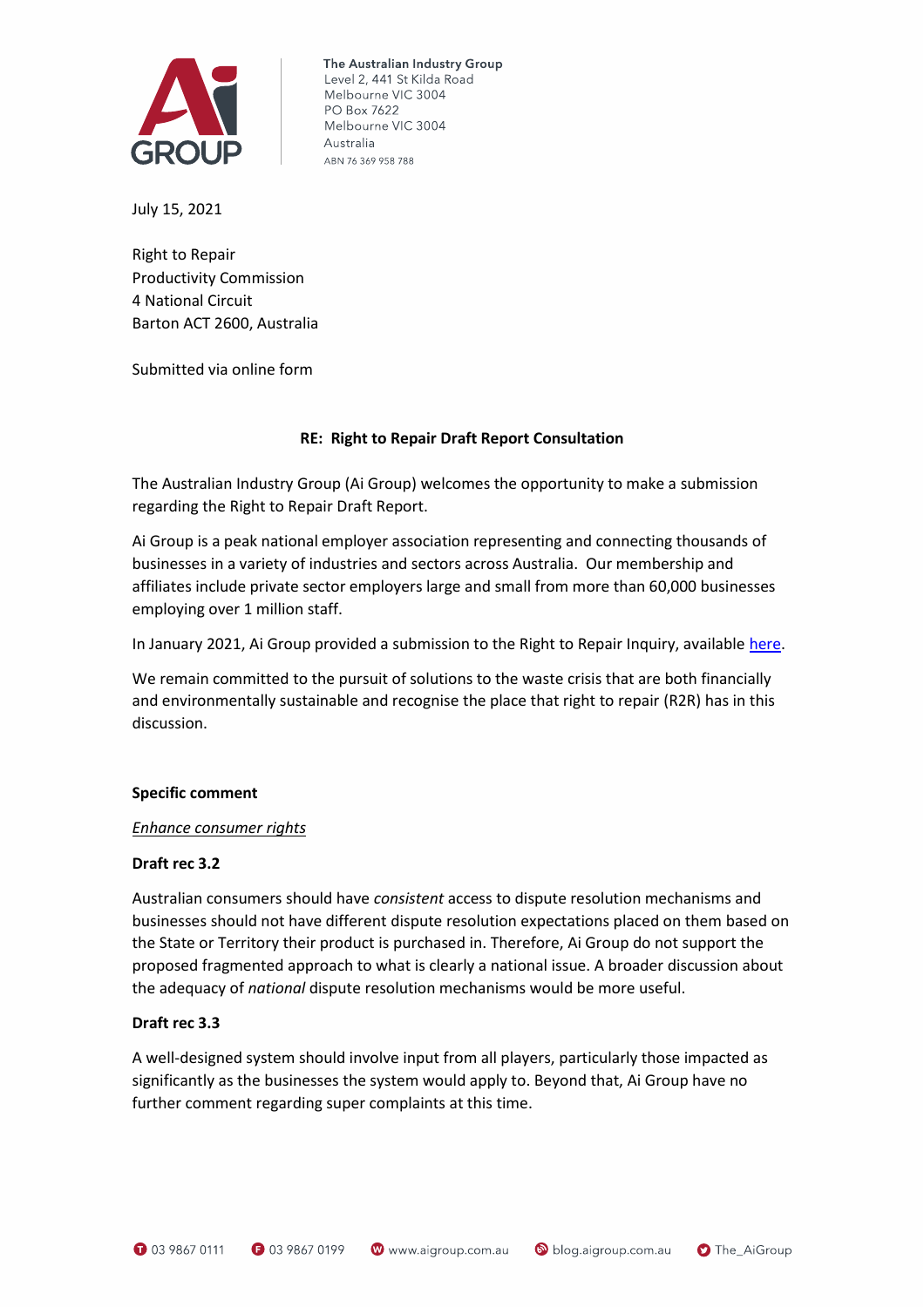The Australian Industry Group
Level 2, 441 St Kilda Road
Melbourne VIC 3004
PO Box 7622
Melbourne VIC 3004
Australia
ABN 76 369 958 788

July 15, 2021

Right to Repair
Productivity Commission
4 National Circuit
Barton ACT 2600, Australia

Submitted via online form

**RE: Right to Repair Draft Report Consultation**

The Australian Industry Group (Ai Group) welcomes the opportunity to make a submission regarding the Right to Repair Draft Report.

Ai Group is a peak national employer association representing and connecting thousands of businesses in a variety of industries and sectors across Australia. Our membership and affiliates include private sector employers large and small from more than 60,000 businesses employing over 1 million staff.

In January 2021, Ai Group provided a submission to the Right to Repair Inquiry, available here.

We remain committed to the pursuit of solutions to the waste crisis that are both financially and environmentally sustainable and recognise the place that right to repair (R2R) has in this discussion.

**Specific comment**

*Enhance consumer rights*

**Draft rec 3.2**

Australian consumers should have *consistent* access to dispute resolution mechanisms and businesses should not have different dispute resolution expectations placed on them based on the State or Territory their product is purchased in. Therefore, Ai Group do not support the proposed fragmented approach to what is clearly a national issue. A broader discussion about the adequacy of *national* dispute resolution mechanisms would be more useful.

**Draft rec 3.3**

A well-designed system should involve input from all players, particularly those impacted as significantly as the businesses the system would apply to. Beyond that, Ai Group have no further comment regarding super complaints at this time.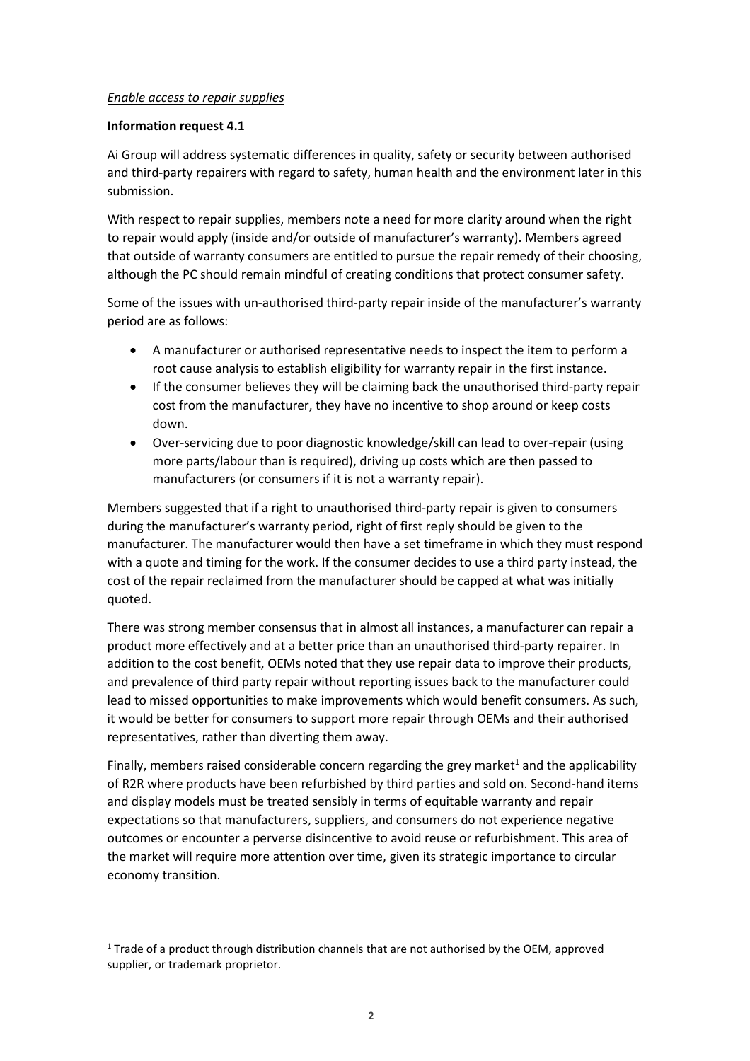*Enable access to repair supplies*

**Information request 4.1**

Ai Group will address systematic differences in quality, safety or security between authorised and third-party repairers with regard to safety, human health and the environment later in this submission.

With respect to repair supplies, members note a need for more clarity around when the right to repair would apply (inside and/or outside of manufacturer's warranty). Members agreed that outside of warranty consumers are entitled to pursue the repair remedy of their choosing, although the PC should remain mindful of creating conditions that protect consumer safety.

Some of the issues with un-authorised third-party repair inside of the manufacturer's warranty period are as follows:

- A manufacturer or authorised representative needs to inspect the item to perform a root cause analysis to establish eligibility for warranty repair in the first instance.
- If the consumer believes they will be claiming back the unauthorised third-party repair cost from the manufacturer, they have no incentive to shop around or keep costs down.
- Over-servicing due to poor diagnostic knowledge/skill can lead to over-repair (using more parts/labour than is required), driving up costs which are then passed to manufacturers (or consumers if it is not a warranty repair).

Members suggested that if a right to unauthorised third-party repair is given to consumers during the manufacturer's warranty period, right of first reply should be given to the manufacturer. The manufacturer would then have a set timeframe in which they must respond with a quote and timing for the work. If the consumer decides to use a third party instead, the cost of the repair reclaimed from the manufacturer should be capped at what was initially quoted.

There was strong member consensus that in almost all instances, a manufacturer can repair a product more effectively and at a better price than an unauthorised third-party repairer. In addition to the cost benefit, OEMs noted that they use repair data to improve their products, and prevalence of third party repair without reporting issues back to the manufacturer could lead to missed opportunities to make improvements which would benefit consumers. As such, it would be better for consumers to support more repair through OEMs and their authorised representatives, rather than diverting them away.

Finally, members raised considerable concern regarding the grey market[1] and the applicability of R2R where products have been refurbished by third parties and sold on. Second-hand items and display models must be treated sensibly in terms of equitable warranty and repair expectations so that manufacturers, suppliers, and consumers do not experience negative outcomes or encounter a perverse disincentive to avoid reuse or refurbishment. This area of the market will require more attention over time, given its strategic importance to circular economy transition.

[1] Trade of a product through distribution channels that are not authorised by the OEM, approved supplier, or trademark proprietor.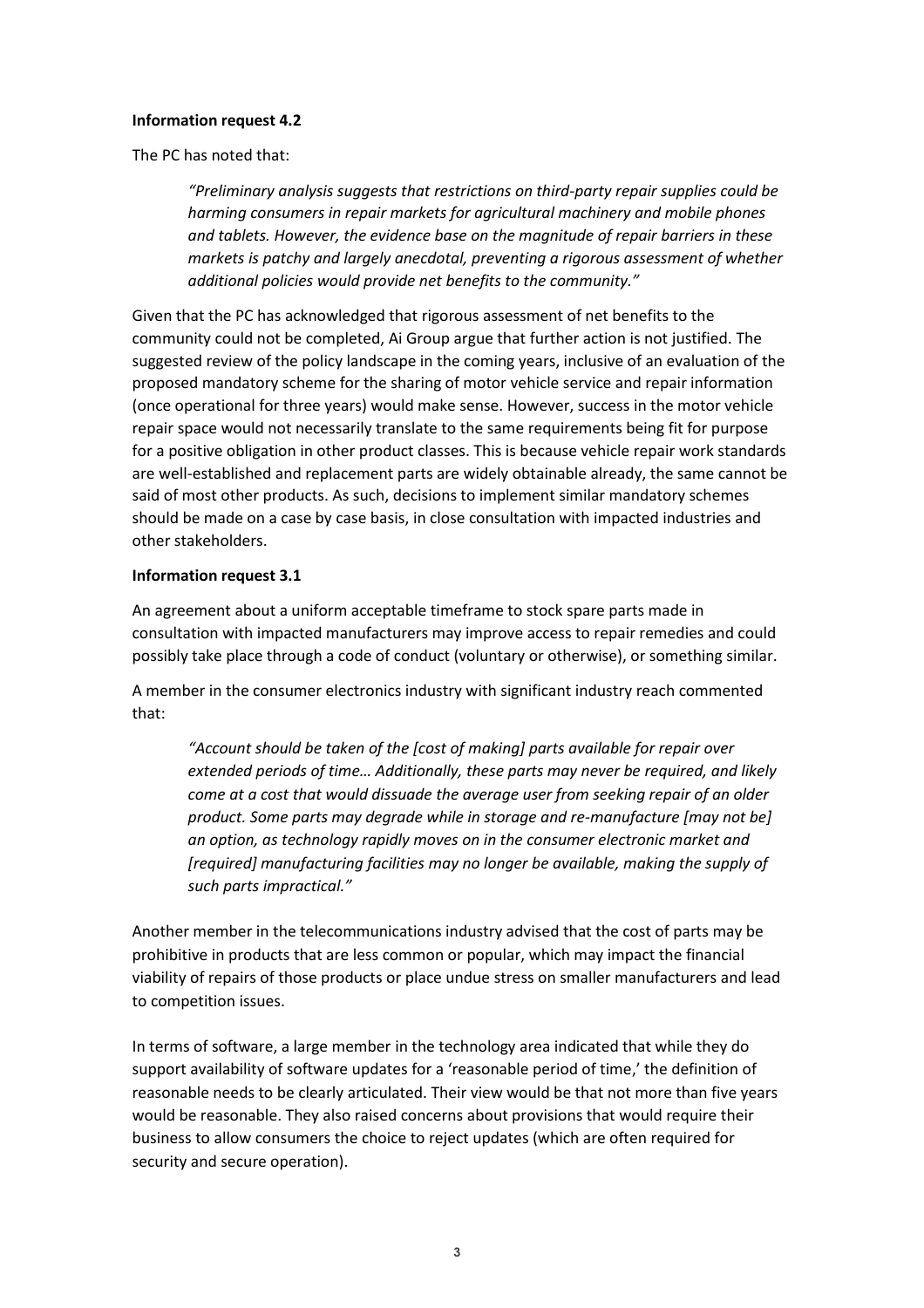**Information request 4.2**

The PC has noted that:

> *"Preliminary analysis suggests that restrictions on third-party repair supplies could be harming consumers in repair markets for agricultural machinery and mobile phones and tablets. However, the evidence base on the magnitude of repair barriers in these markets is patchy and largely anecdotal, preventing a rigorous assessment of whether additional policies would provide net benefits to the community."*

Given that the PC has acknowledged that rigorous assessment of net benefits to the community could not be completed, Ai Group argue that further action is not justified. The suggested review of the policy landscape in the coming years, inclusive of an evaluation of the proposed mandatory scheme for the sharing of motor vehicle service and repair information (once operational for three years) would make sense. However, success in the motor vehicle repair space would not necessarily translate to the same requirements being fit for purpose for a positive obligation in other product classes. This is because vehicle repair work standards are well-established and replacement parts are widely obtainable already, the same cannot be said of most other products. As such, decisions to implement similar mandatory schemes should be made on a case by case basis, in close consultation with impacted industries and other stakeholders.

**Information request 3.1**

An agreement about a uniform acceptable timeframe to stock spare parts made in consultation with impacted manufacturers may improve access to repair remedies and could possibly take place through a code of conduct (voluntary or otherwise), or something similar.

A member in the consumer electronics industry with significant industry reach commented that:

> *"Account should be taken of the [cost of making] parts available for repair over extended periods of time… Additionally, these parts may never be required, and likely come at a cost that would dissuade the average user from seeking repair of an older product. Some parts may degrade while in storage and re-manufacture [may not be] an option, as technology rapidly moves on in the consumer electronic market and [required] manufacturing facilities may no longer be available, making the supply of such parts impractical."*

Another member in the telecommunications industry advised that the cost of parts may be prohibitive in products that are less common or popular, which may impact the financial viability of repairs of those products or place undue stress on smaller manufacturers and lead to competition issues.

In terms of software, a large member in the technology area indicated that while they do support availability of software updates for a 'reasonable period of time,' the definition of reasonable needs to be clearly articulated. Their view would be that not more than five years would be reasonable. They also raised concerns about provisions that would require their business to allow consumers the choice to reject updates (which are often required for security and secure operation).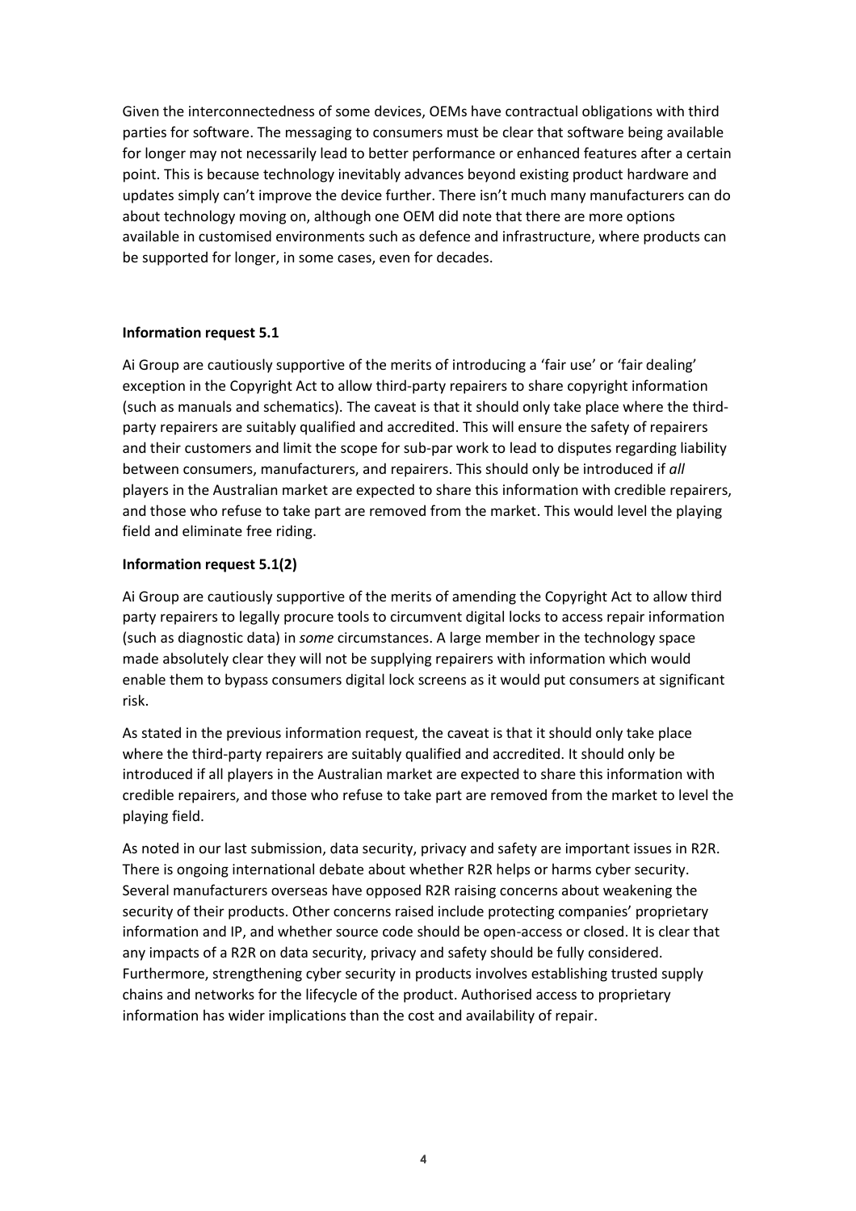Given the interconnectedness of some devices, OEMs have contractual obligations with third parties for software. The messaging to consumers must be clear that software being available for longer may not necessarily lead to better performance or enhanced features after a certain point. This is because technology inevitably advances beyond existing product hardware and updates simply can't improve the device further. There isn't much many manufacturers can do about technology moving on, although one OEM did note that there are more options available in customised environments such as defence and infrastructure, where products can be supported for longer, in some cases, even for decades.

**Information request 5.1**

Ai Group are cautiously supportive of the merits of introducing a 'fair use' or 'fair dealing' exception in the Copyright Act to allow third-party repairers to share copyright information (such as manuals and schematics). The caveat is that it should only take place where the third-party repairers are suitably qualified and accredited. This will ensure the safety of repairers and their customers and limit the scope for sub-par work to lead to disputes regarding liability between consumers, manufacturers, and repairers. This should only be introduced if *all* players in the Australian market are expected to share this information with credible repairers, and those who refuse to take part are removed from the market. This would level the playing field and eliminate free riding.

**Information request 5.1(2)**

Ai Group are cautiously supportive of the merits of amending the Copyright Act to allow third party repairers to legally procure tools to circumvent digital locks to access repair information (such as diagnostic data) in *some* circumstances. A large member in the technology space made absolutely clear they will not be supplying repairers with information which would enable them to bypass consumers digital lock screens as it would put consumers at significant risk.

As stated in the previous information request, the caveat is that it should only take place where the third-party repairers are suitably qualified and accredited. It should only be introduced if all players in the Australian market are expected to share this information with credible repairers, and those who refuse to take part are removed from the market to level the playing field.

As noted in our last submission, data security, privacy and safety are important issues in R2R. There is ongoing international debate about whether R2R helps or harms cyber security. Several manufacturers overseas have opposed R2R raising concerns about weakening the security of their products. Other concerns raised include protecting companies' proprietary information and IP, and whether source code should be open-access or closed. It is clear that any impacts of a R2R on data security, privacy and safety should be fully considered. Furthermore, strengthening cyber security in products involves establishing trusted supply chains and networks for the lifecycle of the product. Authorised access to proprietary information has wider implications than the cost and availability of repair.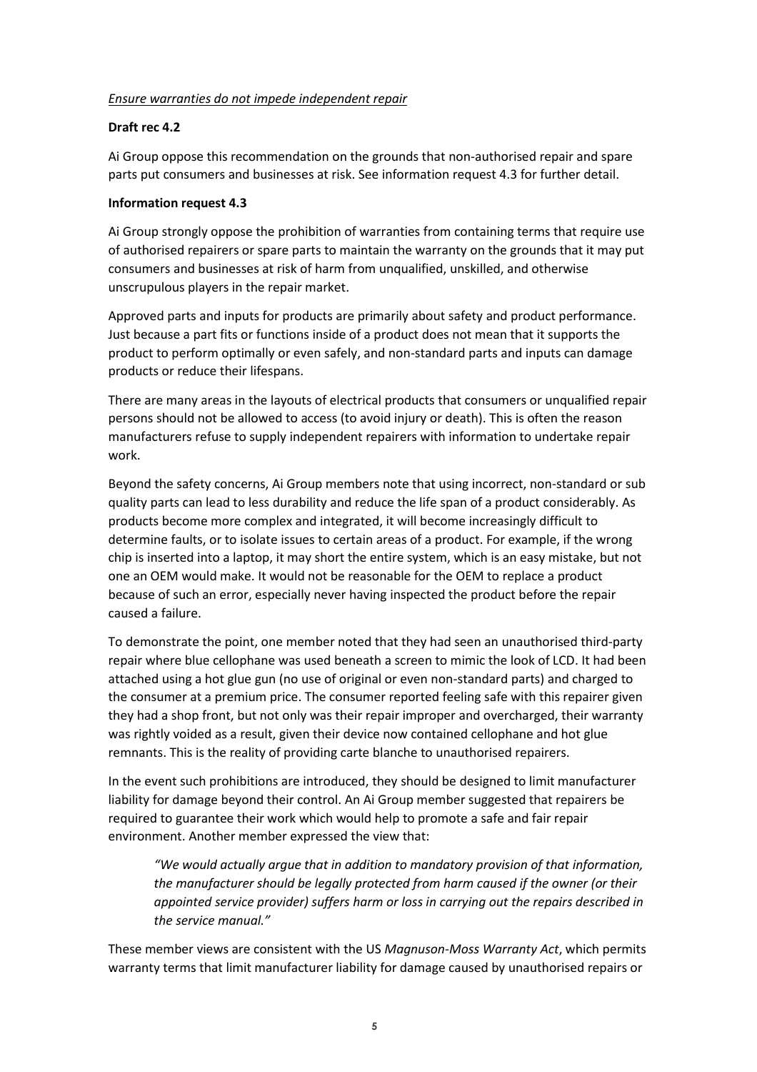*Ensure warranties do not impede independent repair*

**Draft rec 4.2**

Ai Group oppose this recommendation on the grounds that non-authorised repair and spare parts put consumers and businesses at risk. See information request 4.3 for further detail.

**Information request 4.3**

Ai Group strongly oppose the prohibition of warranties from containing terms that require use of authorised repairers or spare parts to maintain the warranty on the grounds that it may put consumers and businesses at risk of harm from unqualified, unskilled, and otherwise unscrupulous players in the repair market.

Approved parts and inputs for products are primarily about safety and product performance. Just because a part fits or functions inside of a product does not mean that it supports the product to perform optimally or even safely, and non-standard parts and inputs can damage products or reduce their lifespans.

There are many areas in the layouts of electrical products that consumers or unqualified repair persons should not be allowed to access (to avoid injury or death). This is often the reason manufacturers refuse to supply independent repairers with information to undertake repair work.

Beyond the safety concerns, Ai Group members note that using incorrect, non-standard or sub quality parts can lead to less durability and reduce the life span of a product considerably. As products become more complex and integrated, it will become increasingly difficult to determine faults, or to isolate issues to certain areas of a product. For example, if the wrong chip is inserted into a laptop, it may short the entire system, which is an easy mistake, but not one an OEM would make. It would not be reasonable for the OEM to replace a product because of such an error, especially never having inspected the product before the repair caused a failure.

To demonstrate the point, one member noted that they had seen an unauthorised third-party repair where blue cellophane was used beneath a screen to mimic the look of LCD. It had been attached using a hot glue gun (no use of original or even non-standard parts) and charged to the consumer at a premium price. The consumer reported feeling safe with this repairer given they had a shop front, but not only was their repair improper and overcharged, their warranty was rightly voided as a result, given their device now contained cellophane and hot glue remnants. This is the reality of providing carte blanche to unauthorised repairers.

In the event such prohibitions are introduced, they should be designed to limit manufacturer liability for damage beyond their control. An Ai Group member suggested that repairers be required to guarantee their work which would help to promote a safe and fair repair environment. Another member expressed the view that:

> *"We would actually argue that in addition to mandatory provision of that information, the manufacturer should be legally protected from harm caused if the owner (or their appointed service provider) suffers harm or loss in carrying out the repairs described in the service manual."*

These member views are consistent with the US *Magnuson-Moss Warranty Act*, which permits warranty terms that limit manufacturer liability for damage caused by unauthorised repairs or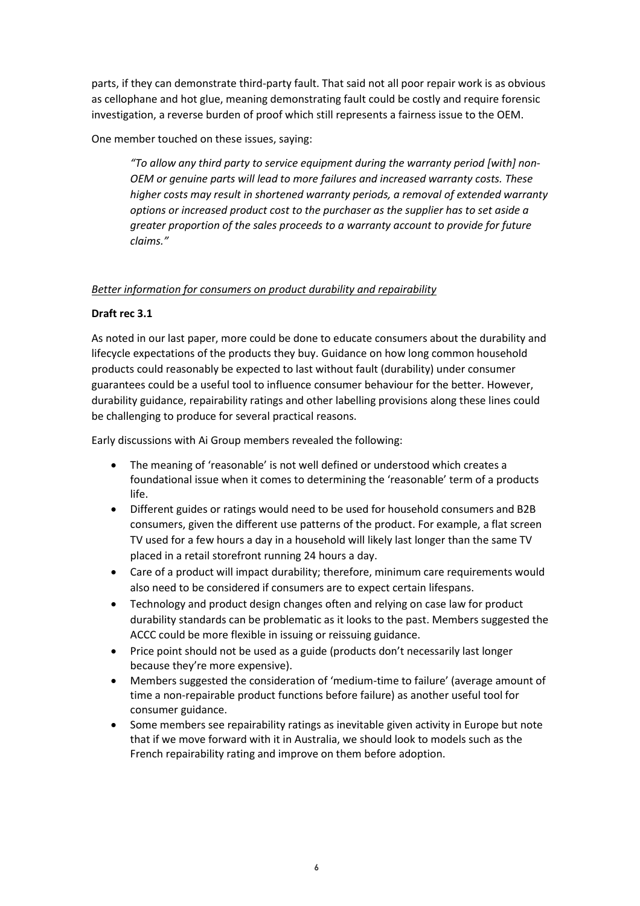parts, if they can demonstrate third-party fault. That said not all poor repair work is as obvious as cellophane and hot glue, meaning demonstrating fault could be costly and require forensic investigation, a reverse burden of proof which still represents a fairness issue to the OEM.

One member touched on these issues, saying:

> *"To allow any third party to service equipment during the warranty period [with] non-OEM or genuine parts will lead to more failures and increased warranty costs. These higher costs may result in shortened warranty periods, a removal of extended warranty options or increased product cost to the purchaser as the supplier has to set aside a greater proportion of the sales proceeds to a warranty account to provide for future claims."*

*Better information for consumers on product durability and repairability*

**Draft rec 3.1**

As noted in our last paper, more could be done to educate consumers about the durability and lifecycle expectations of the products they buy. Guidance on how long common household products could reasonably be expected to last without fault (durability) under consumer guarantees could be a useful tool to influence consumer behaviour for the better. However, durability guidance, repairability ratings and other labelling provisions along these lines could be challenging to produce for several practical reasons.

Early discussions with Ai Group members revealed the following:

- The meaning of 'reasonable' is not well defined or understood which creates a foundational issue when it comes to determining the 'reasonable' term of a products life.
- Different guides or ratings would need to be used for household consumers and B2B consumers, given the different use patterns of the product. For example, a flat screen TV used for a few hours a day in a household will likely last longer than the same TV placed in a retail storefront running 24 hours a day.
- Care of a product will impact durability; therefore, minimum care requirements would also need to be considered if consumers are to expect certain lifespans.
- Technology and product design changes often and relying on case law for product durability standards can be problematic as it looks to the past. Members suggested the ACCC could be more flexible in issuing or reissuing guidance.
- Price point should not be used as a guide (products don't necessarily last longer because they're more expensive).
- Members suggested the consideration of 'medium-time to failure' (average amount of time a non-repairable product functions before failure) as another useful tool for consumer guidance.
- Some members see repairability ratings as inevitable given activity in Europe but note that if we move forward with it in Australia, we should look to models such as the French repairability rating and improve on them before adoption.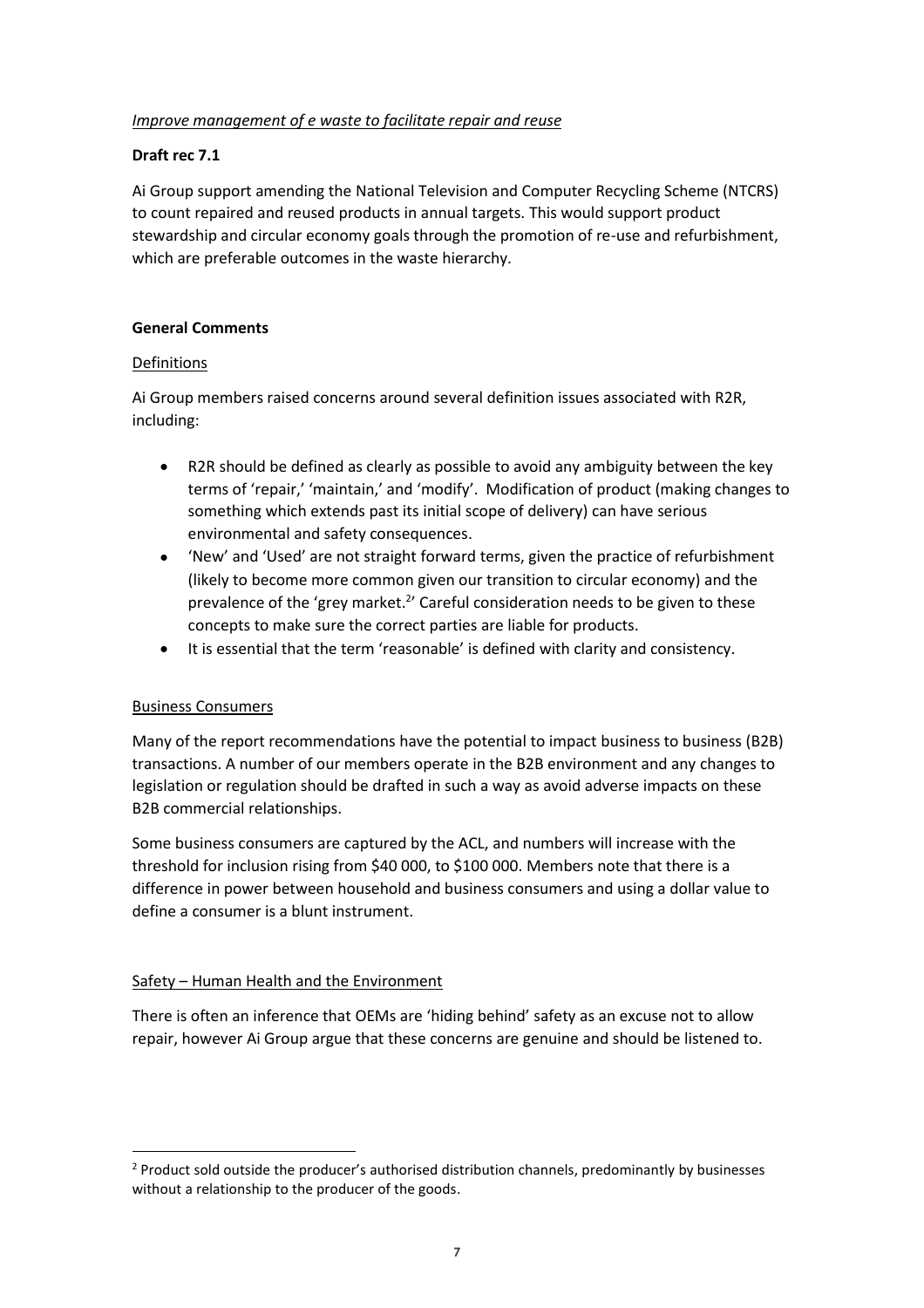*Improve management of e waste to facilitate repair and reuse*

**Draft rec 7.1**

Ai Group support amending the National Television and Computer Recycling Scheme (NTCRS) to count repaired and reused products in annual targets. This would support product stewardship and circular economy goals through the promotion of re-use and refurbishment, which are preferable outcomes in the waste hierarchy.

**General Comments**

Definitions

Ai Group members raised concerns around several definition issues associated with R2R, including:

- R2R should be defined as clearly as possible to avoid any ambiguity between the key terms of 'repair,' 'maintain,' and 'modify'. Modification of product (making changes to something which extends past its initial scope of delivery) can have serious environmental and safety consequences.
- 'New' and 'Used' are not straight forward terms, given the practice of refurbishment (likely to become more common given our transition to circular economy) and the prevalence of the 'grey market.[2]' Careful consideration needs to be given to these concepts to make sure the correct parties are liable for products.
- It is essential that the term 'reasonable' is defined with clarity and consistency.

Business Consumers

Many of the report recommendations have the potential to impact business to business (B2B) transactions. A number of our members operate in the B2B environment and any changes to legislation or regulation should be drafted in such a way as avoid adverse impacts on these B2B commercial relationships.

Some business consumers are captured by the ACL, and numbers will increase with the threshold for inclusion rising from $40 000, to $100 000. Members note that there is a difference in power between household and business consumers and using a dollar value to define a consumer is a blunt instrument.

Safety – Human Health and the Environment

There is often an inference that OEMs are 'hiding behind' safety as an excuse not to allow repair, however Ai Group argue that these concerns are genuine and should be listened to.

[2] Product sold outside the producer's authorised distribution channels, predominantly by businesses without a relationship to the producer of the goods.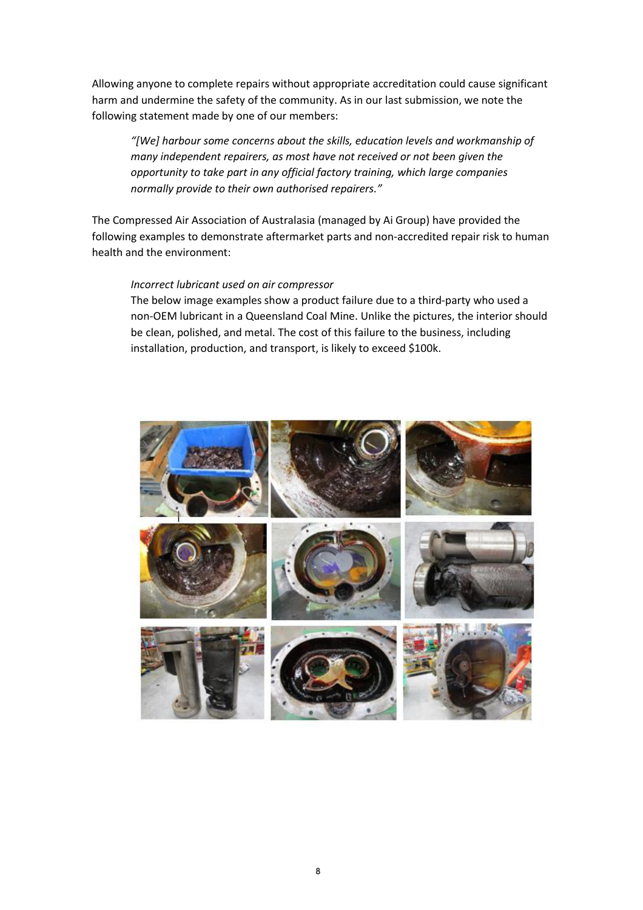Allowing anyone to complete repairs without appropriate accreditation could cause significant harm and undermine the safety of the community. As in our last submission, we note the following statement made by one of our members:

> *"[We] harbour some concerns about the skills, education levels and workmanship of many independent repairers, as most have not received or not been given the opportunity to take part in any official factory training, which large companies normally provide to their own authorised repairers."*

The Compressed Air Association of Australasia (managed by Ai Group) have provided the following examples to demonstrate aftermarket parts and non-accredited repair risk to human health and the environment:

> *Incorrect lubricant used on air compressor*
>
> The below image examples show a product failure due to a third-party who used a non-OEM lubricant in a Queensland Coal Mine. Unlike the pictures, the interior should be clean, polished, and metal. The cost of this failure to the business, including installation, production, and transport, is likely to exceed $100k.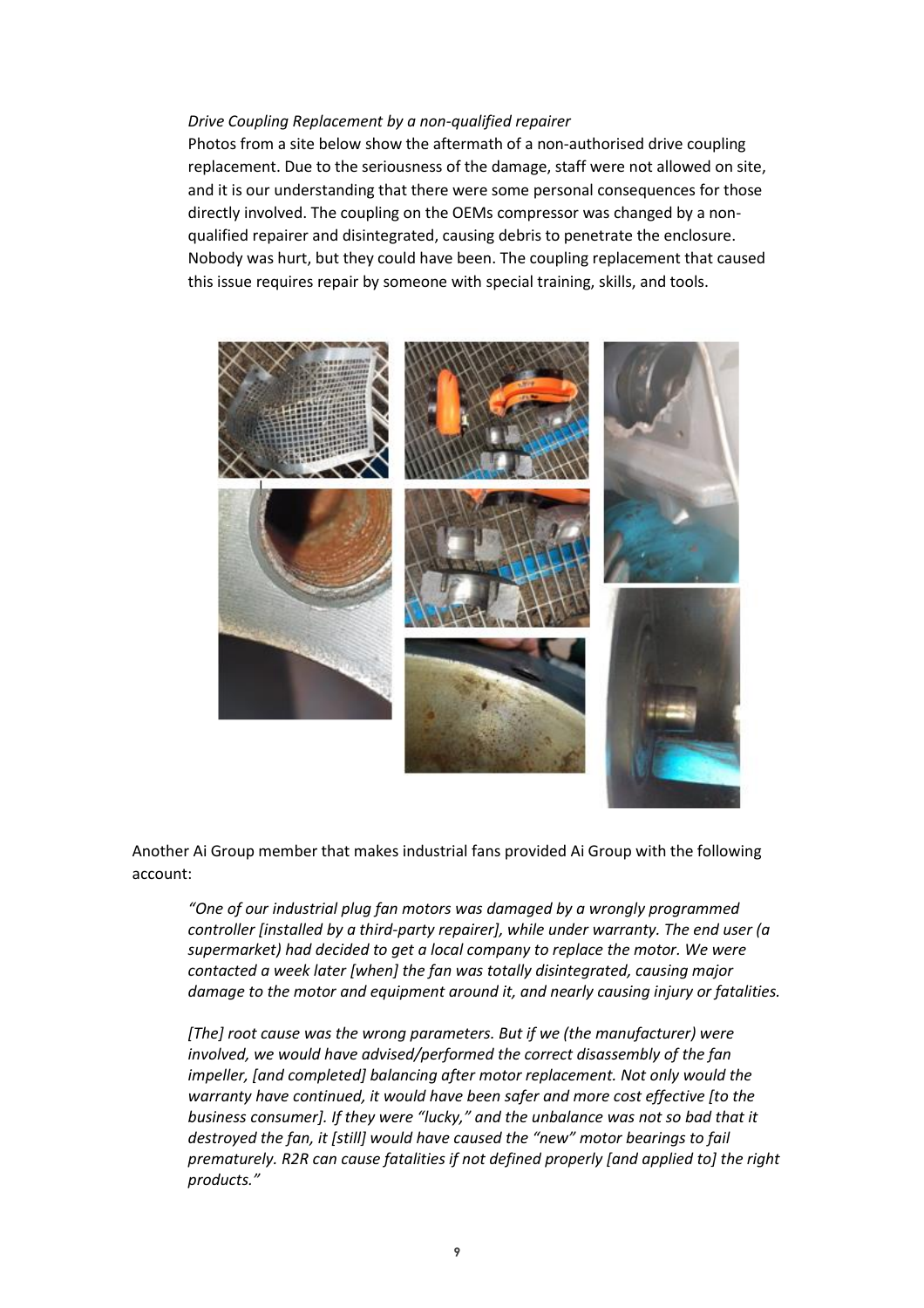*Drive Coupling Replacement by a non-qualified repairer*

Photos from a site below show the aftermath of a non-authorised drive coupling replacement. Due to the seriousness of the damage, staff were not allowed on site, and it is our understanding that there were some personal consequences for those directly involved. The coupling on the OEMs compressor was changed by a non-qualified repairer and disintegrated, causing debris to penetrate the enclosure. Nobody was hurt, but they could have been. The coupling replacement that caused this issue requires repair by someone with special training, skills, and tools.

Another Ai Group member that makes industrial fans provided Ai Group with the following account:

*"One of our industrial plug fan motors was damaged by a wrongly programmed controller [installed by a third-party repairer], while under warranty. The end user (a supermarket) had decided to get a local company to replace the motor. We were contacted a week later [when] the fan was totally disintegrated, causing major damage to the motor and equipment around it, and nearly causing injury or fatalities.*

*[The] root cause was the wrong parameters. But if we (the manufacturer) were involved, we would have advised/performed the correct disassembly of the fan impeller, [and completed] balancing after motor replacement. Not only would the warranty have continued, it would have been safer and more cost effective [to the business consumer]. If they were "lucky," and the unbalance was not so bad that it destroyed the fan, it [still] would have caused the "new" motor bearings to fail prematurely. R2R can cause fatalities if not defined properly [and applied to] the right products."*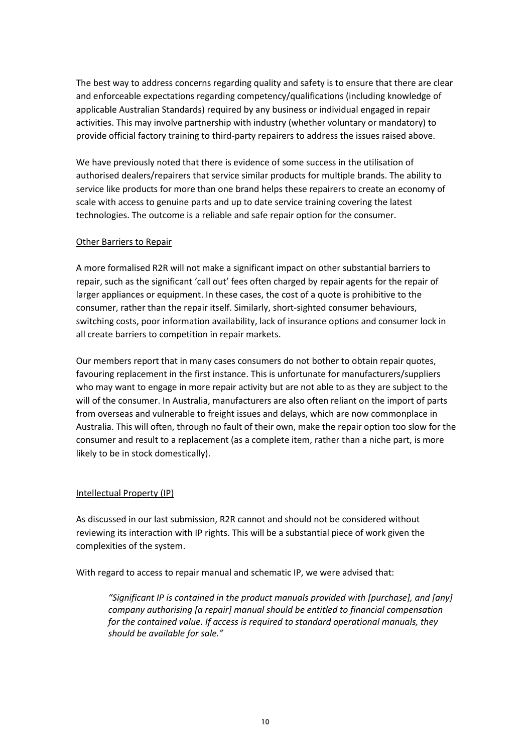The best way to address concerns regarding quality and safety is to ensure that there are clear and enforceable expectations regarding competency/qualifications (including knowledge of applicable Australian Standards) required by any business or individual engaged in repair activities. This may involve partnership with industry (whether voluntary or mandatory) to provide official factory training to third-party repairers to address the issues raised above.

We have previously noted that there is evidence of some success in the utilisation of authorised dealers/repairers that service similar products for multiple brands. The ability to service like products for more than one brand helps these repairers to create an economy of scale with access to genuine parts and up to date service training covering the latest technologies. The outcome is a reliable and safe repair option for the consumer.

<u>Other Barriers to Repair</u>

A more formalised R2R will not make a significant impact on other substantial barriers to repair, such as the significant 'call out' fees often charged by repair agents for the repair of larger appliances or equipment. In these cases, the cost of a quote is prohibitive to the consumer, rather than the repair itself. Similarly, short-sighted consumer behaviours, switching costs, poor information availability, lack of insurance options and consumer lock in all create barriers to competition in repair markets.

Our members report that in many cases consumers do not bother to obtain repair quotes, favouring replacement in the first instance. This is unfortunate for manufacturers/suppliers who may want to engage in more repair activity but are not able to as they are subject to the will of the consumer. In Australia, manufacturers are also often reliant on the import of parts from overseas and vulnerable to freight issues and delays, which are now commonplace in Australia. This will often, through no fault of their own, make the repair option too slow for the consumer and result to a replacement (as a complete item, rather than a niche part, is more likely to be in stock domestically).

<u>Intellectual Property (IP)</u>

As discussed in our last submission, R2R cannot and should not be considered without reviewing its interaction with IP rights. This will be a substantial piece of work given the complexities of the system.

With regard to access to repair manual and schematic IP, we were advised that:

> *"Significant IP is contained in the product manuals provided with [purchase], and [any] company authorising [a repair] manual should be entitled to financial compensation for the contained value. If access is required to standard operational manuals, they should be available for sale."*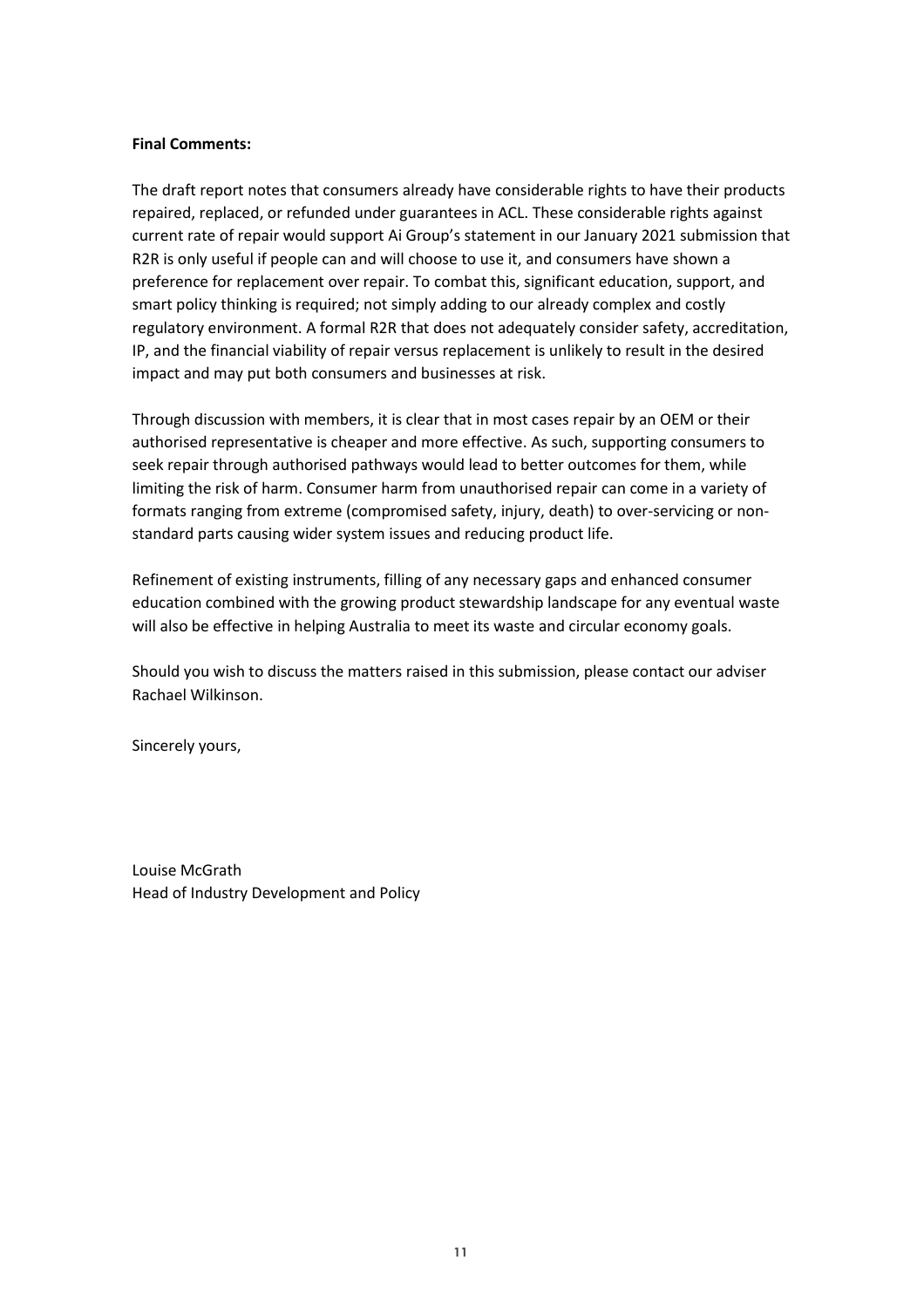**Final Comments:**

The draft report notes that consumers already have considerable rights to have their products repaired, replaced, or refunded under guarantees in ACL. These considerable rights against current rate of repair would support Ai Group's statement in our January 2021 submission that R2R is only useful if people can and will choose to use it, and consumers have shown a preference for replacement over repair. To combat this, significant education, support, and smart policy thinking is required; not simply adding to our already complex and costly regulatory environment. A formal R2R that does not adequately consider safety, accreditation, IP, and the financial viability of repair versus replacement is unlikely to result in the desired impact and may put both consumers and businesses at risk.

Through discussion with members, it is clear that in most cases repair by an OEM or their authorised representative is cheaper and more effective. As such, supporting consumers to seek repair through authorised pathways would lead to better outcomes for them, while limiting the risk of harm. Consumer harm from unauthorised repair can come in a variety of formats ranging from extreme (compromised safety, injury, death) to over-servicing or non-standard parts causing wider system issues and reducing product life.

Refinement of existing instruments, filling of any necessary gaps and enhanced consumer education combined with the growing product stewardship landscape for any eventual waste will also be effective in helping Australia to meet its waste and circular economy goals.

Should you wish to discuss the matters raised in this submission, please contact our adviser Rachael Wilkinson.

Sincerely yours,

Louise McGrath
Head of Industry Development and Policy